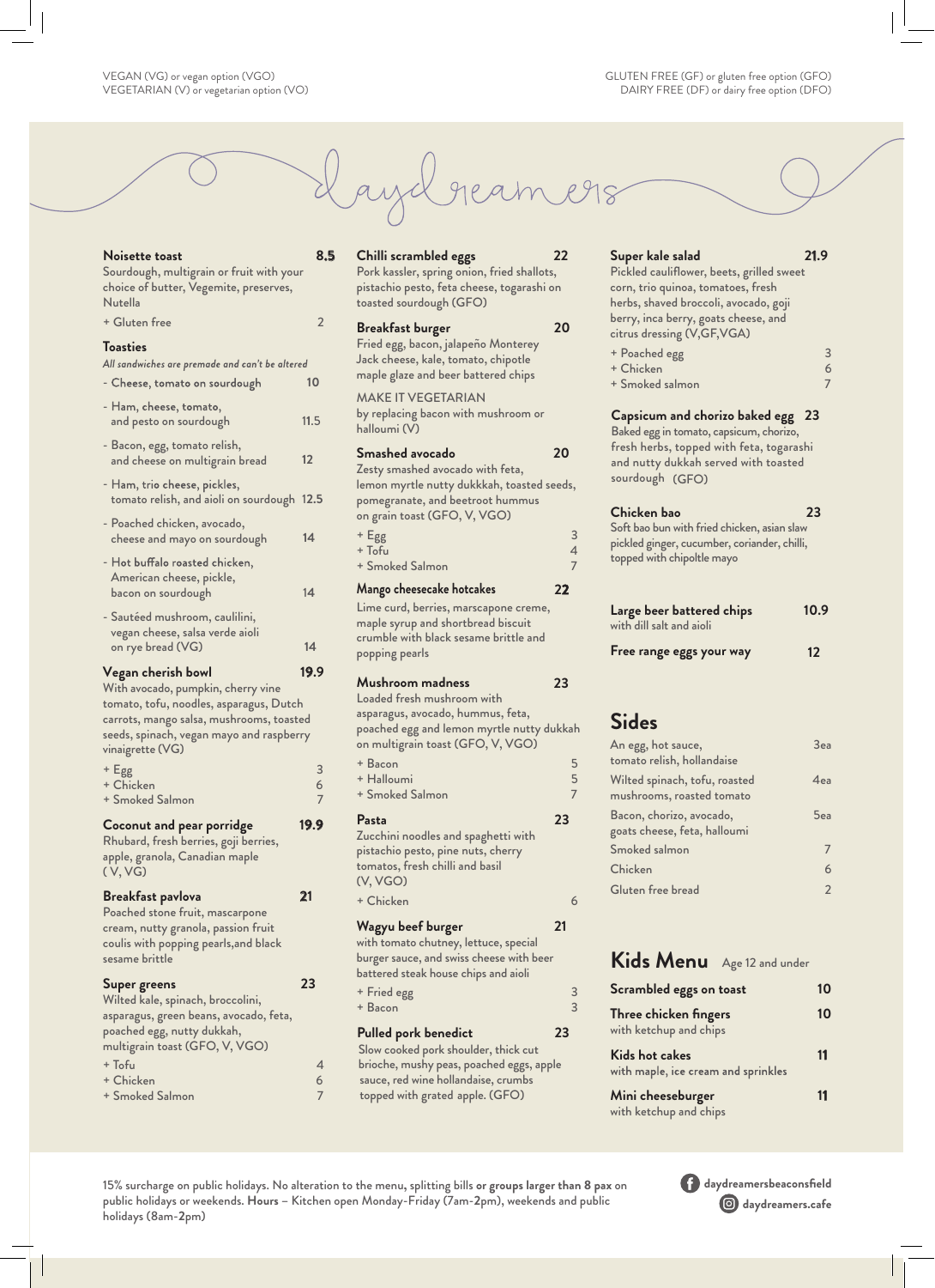VEGAN (VG) or vegan option (VGO)
VEGETARIAN (V) or vegetarian option (VO)

GLUTEN FREE (GF) or gluten free option (GFO)
DAIRY FREE (DF) or dairy free option (DFO)

# daydreamers

**Noisette toast** — 8.5

Sourdough, multigrain or fruit with your choice of butter, Vegemite, preserves, Nutella

+ Gluten free — 2

**Toasties**

*All sandwiches are premade and can't be altered*

- Cheese, tomato on sourdough — 10
- Ham, cheese, tomato, and pesto on sourdough — 11.5
- Bacon, egg, tomato relish, and cheese on multigrain bread — 12
- Ham, trio cheese, pickles, tomato relish, and aioli on sourdough — 12.5
- Poached chicken, avocado, cheese and mayo on sourdough — 14
- Hot buffalo roasted chicken, American cheese, pickle, bacon on sourdough — 14
- Sautéed mushroom, caulilini, vegan cheese, salsa verde aioli on rye bread (VG) — 14

**Vegan cherish bowl** — 19.9

With avocado, pumpkin, cherry vine tomato, tofu, noodles, asparagus, Dutch carrots, mango salsa, mushrooms, toasted seeds, spinach, vegan mayo and raspberry vinaigrette (VG)

+ Egg — 3
+ Chicken — 6
+ Smoked Salmon — 7

**Coconut and pear porridge** — 19.9

Rhubard, fresh berries, goji berries, apple, granola, Canadian maple ( V, VG)

**Breakfast pavlova** — 21

Poached stone fruit, mascarpone cream, nutty granola, passion fruit coulis with popping pearls,and black sesame brittle

**Super greens** — 23

Wilted kale, spinach, broccolini, asparagus, green beans, avocado, feta, poached egg, nutty dukkah, multigrain toast (GFO, V, VGO)

+ Tofu — 4
+ Chicken — 6
+ Smoked Salmon — 7

**Chilli scrambled eggs** — 22

Pork kassler, spring onion, fried shallots, pistachio pesto, feta cheese, togarashi on toasted sourdough (GFO)

**Breakfast burger** — 20

Fried egg, bacon, jalapeño Monterey Jack cheese, kale, tomato, chipotle maple glaze and beer battered chips

MAKE IT VEGETARIAN
by replacing bacon with mushroom or halloumi (V)

**Smashed avocado** — 20

Zesty smashed avocado with feta, lemon myrtle nutty dukkah, toasted seeds, pomegranate, and beetroot hummus on grain toast (GFO, V, VGO)

+ Egg — 3
+ Tofu — 4
+ Smoked Salmon — 7

**Mango cheesecake hotcakes** — 22

Lime curd, berries, marscapone creme, maple syrup and shortbread biscuit crumble with black sesame brittle and popping pearls

**Mushroom madness** — 23

Loaded fresh mushroom with asparagus, avocado, hummus, feta, poached egg and lemon myrtle nutty dukkah on multigrain toast (GFO, V, VGO)

+ Bacon — 5
+ Halloumi — 5
+ Smoked Salmon — 7

**Pasta** — 23

Zucchini noodles and spaghetti with pistachio pesto, pine nuts, cherry tomatos, fresh chilli and basil (V, VGO)

+ Chicken — 6

**Wagyu beef burger** — 21

with tomato chutney, lettuce, special burger sauce, and swiss cheese with beer battered steak house chips and aioli

+ Fried egg — 3
+ Bacon — 3

**Pulled pork benedict** — 23

Slow cooked pork shoulder, thick cut brioche, mushy peas, poached eggs, apple sauce, red wine hollandaise, crumbs topped with grated apple. (GFO)

**Super kale salad** — 21.9

Pickled cauliflower, beets, grilled sweet corn, trio quinoa, tomatoes, fresh herbs, shaved broccoli, avocado, goji berry, inca berry, goats cheese, and citrus dressing (V,GF,VGA)

+ Poached egg — 3
+ Chicken — 6
+ Smoked salmon — 7

**Capsicum and chorizo baked egg** — 23

Baked egg in tomato, capsicum, chorizo, fresh herbs, topped with feta, togarashi and nutty dukkah served with toasted sourdough (GFO)

**Chicken bao** — 23

Soft bao bun with fried chicken, asian slaw pickled ginger, cucumber, coriander, chilli, topped with chipoltle mayo

**Large beer battered chips** — 10.9

with dill salt and aioli

**Free range eggs your way** — 12

## Sides

| | |
|---|---|
| An egg, hot sauce, tomato relish, hollandaise | 3ea |
| Wilted spinach, tofu, roasted mushrooms, roasted tomato | 4ea |
| Bacon, chorizo, avocado, goats cheese, feta, halloumi | 5ea |
| Smoked salmon | 7 |
| Chicken | 6 |
| Gluten free bread | 2 |

## Kids Menu
Age 12 and under

**Scrambled eggs on toast** — 10

**Three chicken fingers** — 10
with ketchup and chips

**Kids hot cakes** — 11
with maple, ice cream and sprinkles

**Mini cheeseburger** — 11
with ketchup and chips

15% surcharge on public holidays. No alteration to the menu, splitting bills **or groups larger than 8 pax** on public holidays or weekends. **Hours** – Kitchen open Monday-Friday (7am-2pm), weekends and public holidays (8am-2pm)

daydreamersbeaconsfield
daydreamers.cafe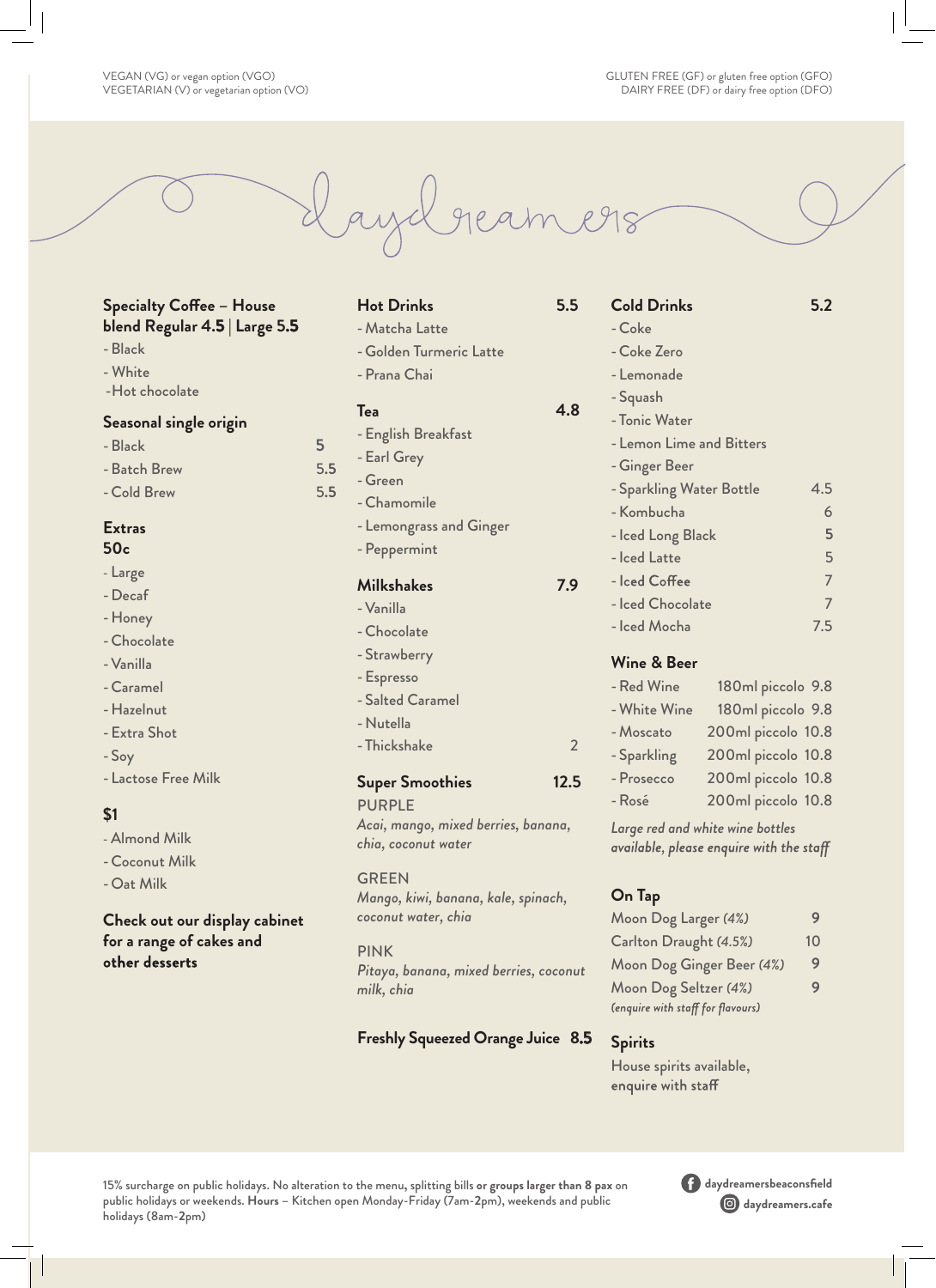VEGAN (VG) or vegan option (VGO)
VEGETARIAN (V) or vegetarian option (VO)

GLUTEN FREE (GF) or gluten free option (GFO)
DAIRY FREE (DF) or dairy free option (DFO)

# daydreamers

## Specialty Coffee – House blend Regular 4.5 | Large 5.5

- Black
- White
- Hot chocolate

## Seasonal single origin

| | |
|---|---|
| - Black | 5 |
| - Batch Brew | 5.5 |
| - Cold Brew | 5.5 |

## Extras

**50c**

- Large
- Decaf
- Honey
- Chocolate
- Vanilla
- Caramel
- Hazelnut
- Extra Shot
- Soy
- Lactose Free Milk

**$1**

- Almond Milk
- Coconut Milk
- Oat Milk

**Check out our display cabinet for a range of cakes and other desserts**

## Hot Drinks 5.5

- Matcha Latte
- Golden Turmeric Latte
- Prana Chai

## Tea 4.8

- English Breakfast
- Earl Grey
- Green
- Chamomile
- Lemongrass and Ginger
- Peppermint

## Milkshakes 7.9

| | |
|---|---|
| - Vanilla | |
| - Chocolate | |
| - Strawberry | |
| - Espresso | |
| - Salted Caramel | |
| - Nutella | |
| - Thickshake | 2 |

## Super Smoothies 12.5

PURPLE
*Acai, mango, mixed berries, banana, chia, coconut water*

GREEN
*Mango, kiwi, banana, kale, spinach, coconut water, chia*

PINK
*Pitaya, banana, mixed berries, coconut milk, chia*

## Freshly Squeezed Orange Juice 8.5

## Cold Drinks 5.2

| | |
|---|---|
| - Coke | |
| - Coke Zero | |
| - Lemonade | |
| - Squash | |
| - Tonic Water | |
| - Lemon Lime and Bitters | |
| - Ginger Beer | |
| - Sparkling Water Bottle | 4.5 |
| - Kombucha | 6 |
| - Iced Long Black | 5 |
| - Iced Latte | 5 |
| - Iced Coffee | 7 |
| - Iced Chocolate | 7 |
| - Iced Mocha | 7.5 |

## Wine & Beer

| | | |
|---|---|---|
| - Red Wine | 180ml piccolo | 9.8 |
| - White Wine | 180ml piccolo | 9.8 |
| - Moscato | 200ml piccolo | 10.8 |
| - Sparkling | 200ml piccolo | 10.8 |
| - Prosecco | 200ml piccolo | 10.8 |
| - Rosé | 200ml piccolo | 10.8 |

*Large red and white wine bottles available, please enquire with the staff*

## On Tap

| | |
|---|---|
| Moon Dog Larger *(4%)* | 9 |
| Carlton Draught *(4.5%)* | 10 |
| Moon Dog Ginger Beer *(4%)* | 9 |
| Moon Dog Seltzer *(4%)* | 9 |

*(enquire with staff for flavours)*

## Spirits

House spirits available, enquire with staff

15% surcharge on public holidays. No alteration to the menu, splitting bills **or groups larger than 8 pax** on public holidays or weekends. **Hours** – Kitchen open Monday-Friday (7am-2pm), weekends and public holidays (8am-2pm)

**daydreamersbeaconsfield**
**daydreamers.cafe**